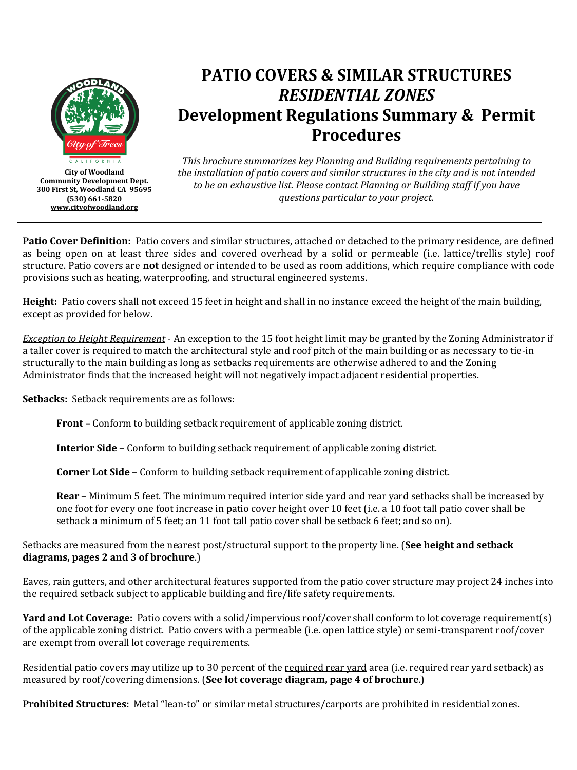City of Woodland
Community Development Dept.
300 First St, Woodland CA 95695
(530) 661-5820
www.cityofwoodland.org

# PATIO COVERS & SIMILAR STRUCTURES
# *RESIDENTIAL ZONES*
# Development Regulations Summary & Permit Procedures

*This brochure summarizes key Planning and Building requirements pertaining to the installation of patio covers and similar structures in the city and is not intended to be an exhaustive list. Please contact Planning or Building staff if you have questions particular to your project.*

---

**Patio Cover Definition:** Patio covers and similar structures, attached or detached to the primary residence, are defined as being open on at least three sides and covered overhead by a solid or permeable (i.e. lattice/trellis style) roof structure. Patio covers are **not** designed or intended to be used as room additions, which require compliance with code provisions such as heating, waterproofing, and structural engineered systems.

**Height:** Patio covers shall not exceed 15 feet in height and shall in no instance exceed the height of the main building, except as provided for below.

*Exception to Height Requirement* - An exception to the 15 foot height limit may be granted by the Zoning Administrator if a taller cover is required to match the architectural style and roof pitch of the main building or as necessary to tie-in structurally to the main building as long as setbacks requirements are otherwise adhered to and the Zoning Administrator finds that the increased height will not negatively impact adjacent residential properties.

**Setbacks:** Setback requirements are as follows:

> **Front –** Conform to building setback requirement of applicable zoning district.
>
> **Interior Side** – Conform to building setback requirement of applicable zoning district.
>
> **Corner Lot Side** – Conform to building setback requirement of applicable zoning district.
>
> **Rear** – Minimum 5 feet. The minimum required interior side yard and rear yard setbacks shall be increased by one foot for every one foot increase in patio cover height over 10 feet (i.e. a 10 foot tall patio cover shall be setback a minimum of 5 feet; an 11 foot tall patio cover shall be setback 6 feet; and so on).

Setbacks are measured from the nearest post/structural support to the property line. (**See height and setback diagrams, pages 2 and 3 of brochure**.)

Eaves, rain gutters, and other architectural features supported from the patio cover structure may project 24 inches into the required setback subject to applicable building and fire/life safety requirements.

**Yard and Lot Coverage:** Patio covers with a solid/impervious roof/cover shall conform to lot coverage requirement(s) of the applicable zoning district. Patio covers with a permeable (i.e. open lattice style) or semi-transparent roof/cover are exempt from overall lot coverage requirements.

Residential patio covers may utilize up to 30 percent of the required rear yard area (i.e. required rear yard setback) as measured by roof/covering dimensions. (**See lot coverage diagram, page 4 of brochure**.)

**Prohibited Structures:** Metal "lean-to" or similar metal structures/carports are prohibited in residential zones.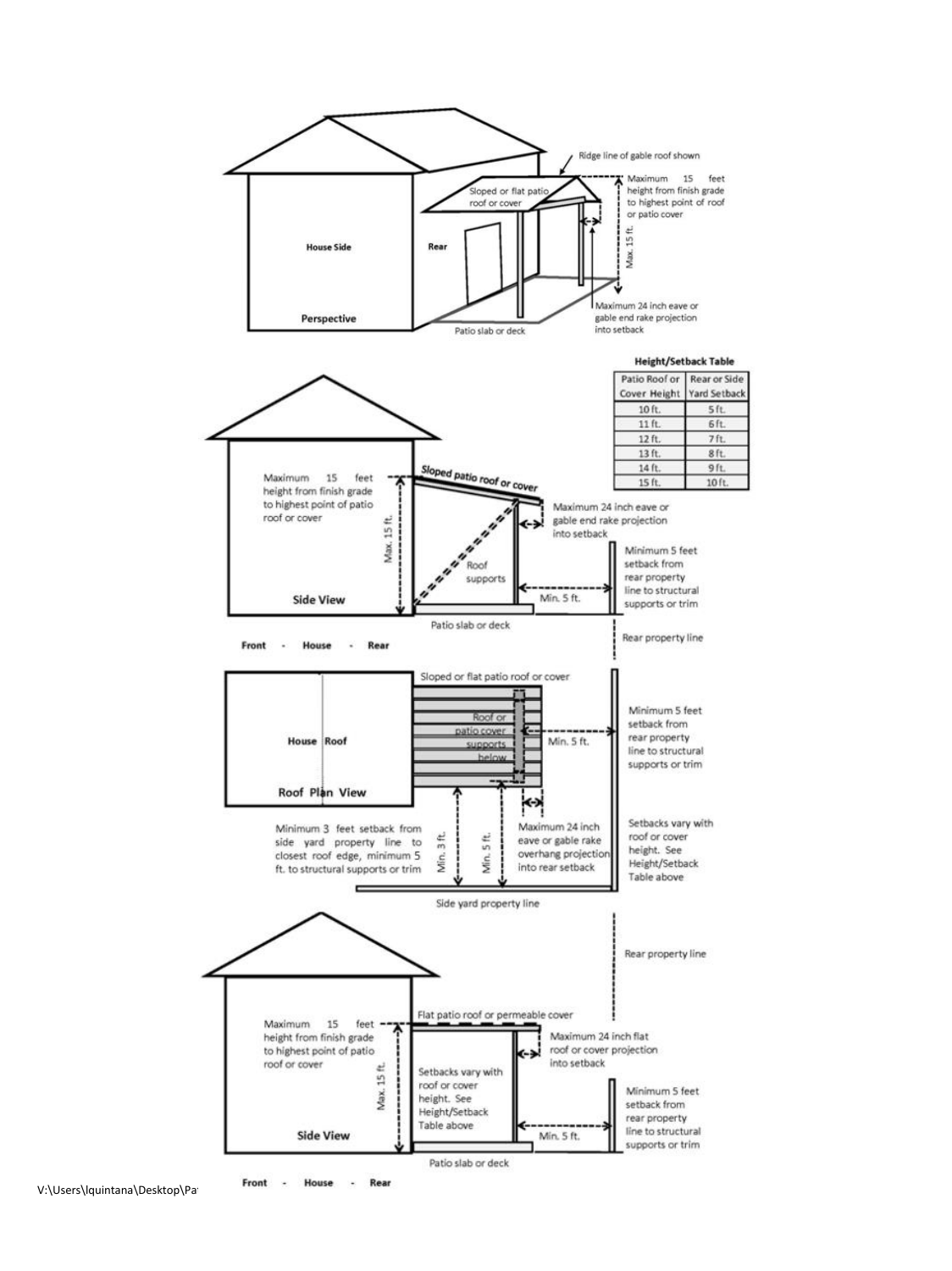Ridge line of gable roof shown

Sloped or flat patio roof or cover

Maximum 15 feet height from finish grade to highest point of roof or patio cover

Max. 15 ft.

House Side

Rear

Perspective

Patio slab or deck

Maximum 24 inch eave or gable end rake projection into setback

**Height/Setback Table**

| Patio Roof or Cover Height | Rear or Side Yard Setback |
|---|---|
| 10 ft. | 5 ft. |
| 11 ft. | 6 ft. |
| 12 ft. | 7 ft. |
| 13 ft. | 8 ft. |
| 14 ft. | 9 ft. |
| 15 ft. | 10 ft. |

Maximum 15 feet height from finish grade to highest point of patio roof or cover

Max. 15 ft.

Sloped patio roof or cover

Maximum 24 inch eave or gable end rake projection into setback

Roof supports

Minimum 5 feet setback from rear property line to structural supports or trim

Min. 5 ft.

Side View

Patio slab or deck

Rear property line

Front - House - Rear

Sloped or flat patio roof or cover

Roof or patio cover supports below

House Roof

Min. 5 ft.

Minimum 5 feet setback from rear property line to structural supports or trim

Roof Plan View

Minimum 3 feet setback from side yard property line to closest roof edge, minimum 5 ft. to structural supports or trim

Min. 3 ft.

Min. 5 ft.

Maximum 24 inch eave or gable rake overhang projection into rear setback

Setbacks vary with roof or cover height. See Height/Setback Table above

Side yard property line

Rear property line

Flat patio roof or permeable cover

Maximum 15 feet height from finish grade to highest point of patio roof or cover

Max. 15 ft.

Maximum 24 inch flat roof or cover projection into setback

Setbacks vary with roof or cover height. See Height/Setback Table above

Minimum 5 feet setback from rear property line to structural supports or trim

Min. 5 ft.

Side View

Patio slab or deck

Front - House - Rear

V:\Users\lquintana\Desktop\Pa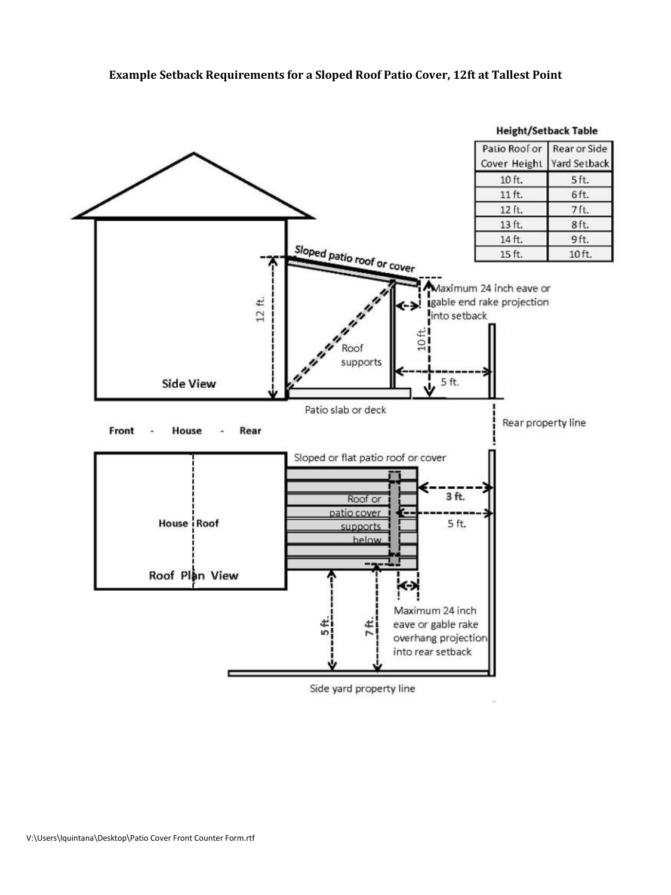**Example Setback Requirements for a Sloped Roof Patio Cover, 12ft at Tallest Point**

**Height/Setback Table**

| Patio Roof or Cover Height | Rear or Side Yard Setback |
|---|---|
| 10 ft. | 5 ft. |
| 11 ft. | 6 ft. |
| 12 ft. | 7 ft. |
| 13 ft. | 8 ft. |
| 14 ft. | 9 ft. |
| 15 ft. | 10 ft. |

Sloped patio roof or cover

12 ft.

Maximum 24 inch eave or gable end rake projection into setback

10 ft.

Roof supports

5 ft.

Side View

Patio slab or deck

Rear property line

Front - House - Rear

Sloped or flat patio roof or cover

Roof or patio cover supports below

3 ft.

5 ft.

House Roof

Roof Plan View

5 ft.

7 ft.

Maximum 24 inch eave or gable rake overhang projection into rear setback

Side yard property line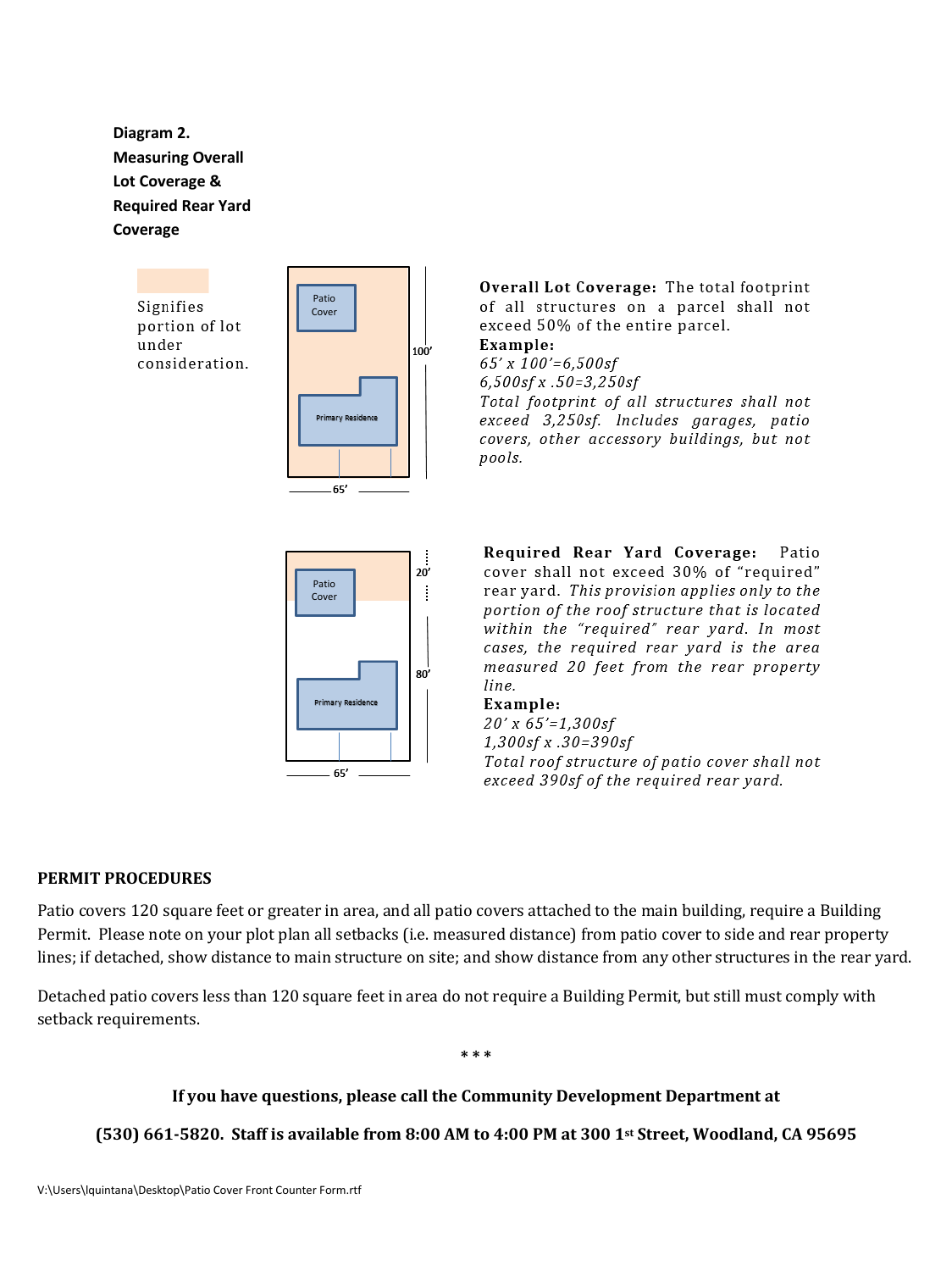**Diagram 2. Measuring Overall Lot Coverage & Required Rear Yard Coverage**

Signifies portion of lot under consideration.

Patio Cover

Primary Residence

100'

65'

**Overall Lot Coverage:** The total footprint of all structures on a parcel shall not exceed 50% of the entire parcel.

**Example:**

*65' x 100'=6,500sf*

*6,500sf x .50=3,250sf*

*Total footprint of all structures shall not exceed 3,250sf. Includes garages, patio covers, other accessory buildings, but not pools.*

Patio Cover

Primary Residence

20'

80'

65'

**Required Rear Yard Coverage:** Patio cover shall not exceed 30% of "required" rear yard. *This provision applies only to the portion of the roof structure that is located within the "required" rear yard. In most cases, the required rear yard is the area measured 20 feet from the rear property line.*

**Example:**

*20' x 65'=1,300sf*

*1,300sf x .30=390sf*

*Total roof structure of patio cover shall not exceed 390sf of the required rear yard.*

## PERMIT PROCEDURES

Patio covers 120 square feet or greater in area, and all patio covers attached to the main building, require a Building Permit. Please note on your plot plan all setbacks (i.e. measured distance) from patio cover to side and rear property lines; if detached, show distance to main structure on site; and show distance from any other structures in the rear yard.

Detached patio covers less than 120 square feet in area do not require a Building Permit, but still must comply with setback requirements.

\* \* \*

**If you have questions, please call the Community Development Department at**

**(530) 661-5820. Staff is available from 8:00 AM to 4:00 PM at 300 1st Street, Woodland, CA 95695**

V:\Users\lquintana\Desktop\Patio Cover Front Counter Form.rtf